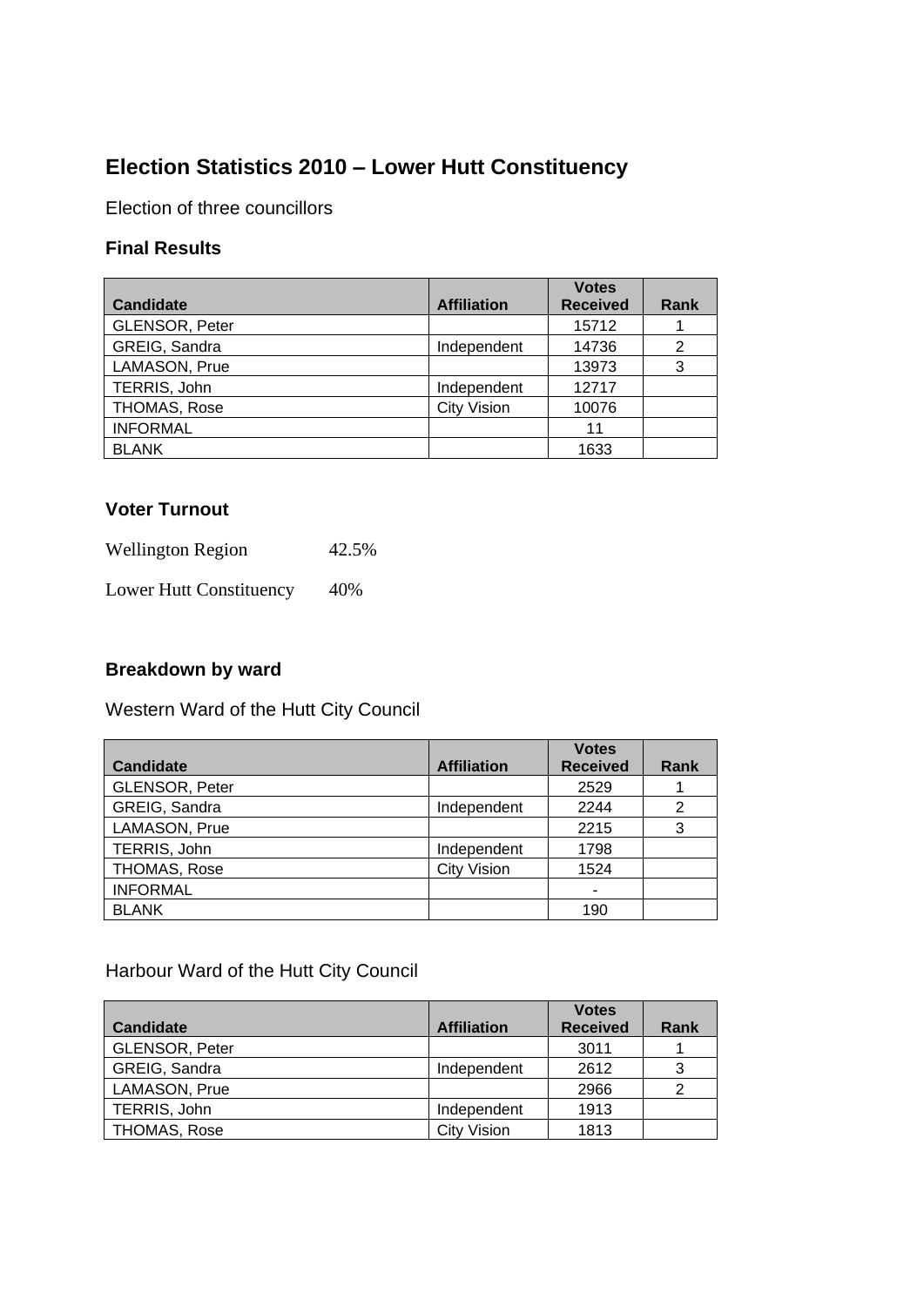# Election Statistics 2010 – Lower Hutt Constituency

Election of three councillors

### Final Results

| Candidate | Affiliation | Votes Received | Rank |
|---|---|---|---|
| GLENSOR, Peter | | 15712 | 1 |
| GREIG, Sandra | Independent | 14736 | 2 |
| LAMASON, Prue | | 13973 | 3 |
| TERRIS, John | Independent | 12717 | |
| THOMAS, Rose | City Vision | 10076 | |
| INFORMAL | | 11 | |
| BLANK | | 1633 | |

### Voter Turnout

Wellington Region 42.5%

Lower Hutt Constituency 40%

### Breakdown by ward

Western Ward of the Hutt City Council

| Candidate | Affiliation | Votes Received | Rank |
|---|---|---|---|
| GLENSOR, Peter | | 2529 | 1 |
| GREIG, Sandra | Independent | 2244 | 2 |
| LAMASON, Prue | | 2215 | 3 |
| TERRIS, John | Independent | 1798 | |
| THOMAS, Rose | City Vision | 1524 | |
| INFORMAL | | - | |
| BLANK | | 190 | |

Harbour Ward of the Hutt City Council

| Candidate | Affiliation | Votes Received | Rank |
|---|---|---|---|
| GLENSOR, Peter | | 3011 | 1 |
| GREIG, Sandra | Independent | 2612 | 3 |
| LAMASON, Prue | | 2966 | 2 |
| TERRIS, John | Independent | 1913 | |
| THOMAS, Rose | City Vision | 1813 | |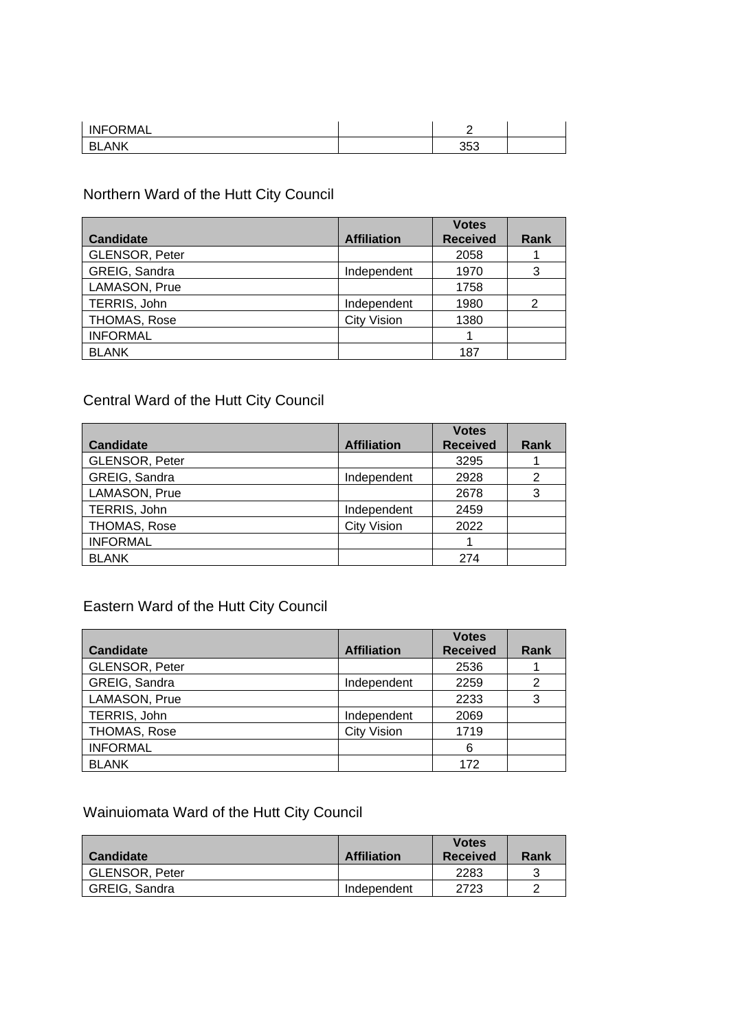| INFORMAL | | 2 | |
|---|---|---|---|
| BLANK | | 353 | |

Northern Ward of the Hutt City Council

| Candidate | Affiliation | Votes Received | Rank |
|---|---|---|---|
| GLENSOR, Peter | | 2058 | 1 |
| GREIG, Sandra | Independent | 1970 | 3 |
| LAMASON, Prue | | 1758 | |
| TERRIS, John | Independent | 1980 | 2 |
| THOMAS, Rose | City Vision | 1380 | |
| INFORMAL | | 1 | |
| BLANK | | 187 | |

Central Ward of the Hutt City Council

| Candidate | Affiliation | Votes Received | Rank |
|---|---|---|---|
| GLENSOR, Peter | | 3295 | 1 |
| GREIG, Sandra | Independent | 2928 | 2 |
| LAMASON, Prue | | 2678 | 3 |
| TERRIS, John | Independent | 2459 | |
| THOMAS, Rose | City Vision | 2022 | |
| INFORMAL | | 1 | |
| BLANK | | 274 | |

Eastern Ward of the Hutt City Council

| Candidate | Affiliation | Votes Received | Rank |
|---|---|---|---|
| GLENSOR, Peter | | 2536 | 1 |
| GREIG, Sandra | Independent | 2259 | 2 |
| LAMASON, Prue | | 2233 | 3 |
| TERRIS, John | Independent | 2069 | |
| THOMAS, Rose | City Vision | 1719 | |
| INFORMAL | | 6 | |
| BLANK | | 172 | |

Wainuiomata Ward of the Hutt City Council

| Candidate | Affiliation | Votes Received | Rank |
|---|---|---|---|
| GLENSOR, Peter | | 2283 | 3 |
| GREIG, Sandra | Independent | 2723 | 2 |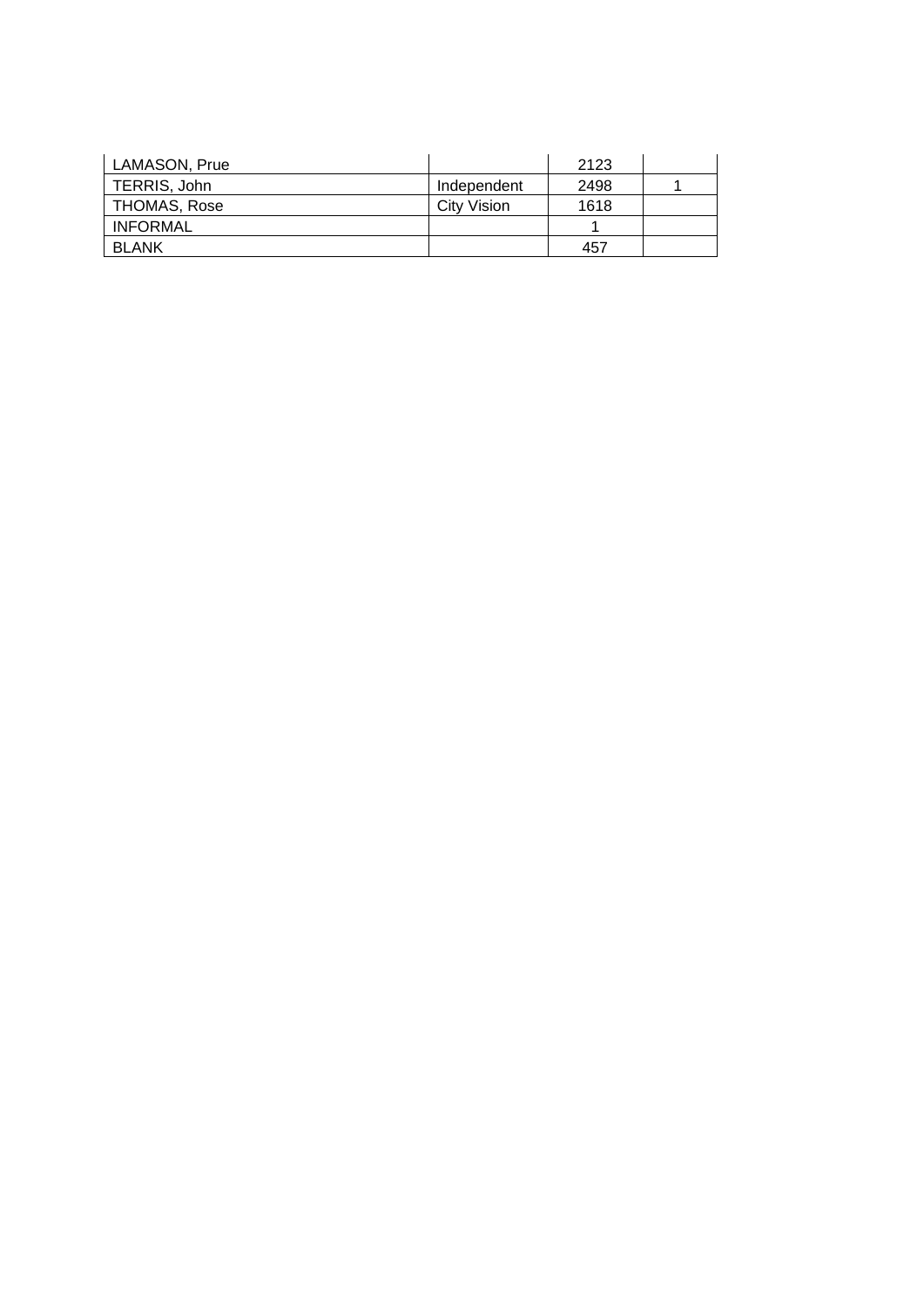| | | | |
|---|---|---|---|
| LAMASON, Prue | | 2123 | |
| TERRIS, John | Independent | 2498 | 1 |
| THOMAS, Rose | City Vision | 1618 | |
| INFORMAL | | 1 | |
| BLANK | | 457 | |